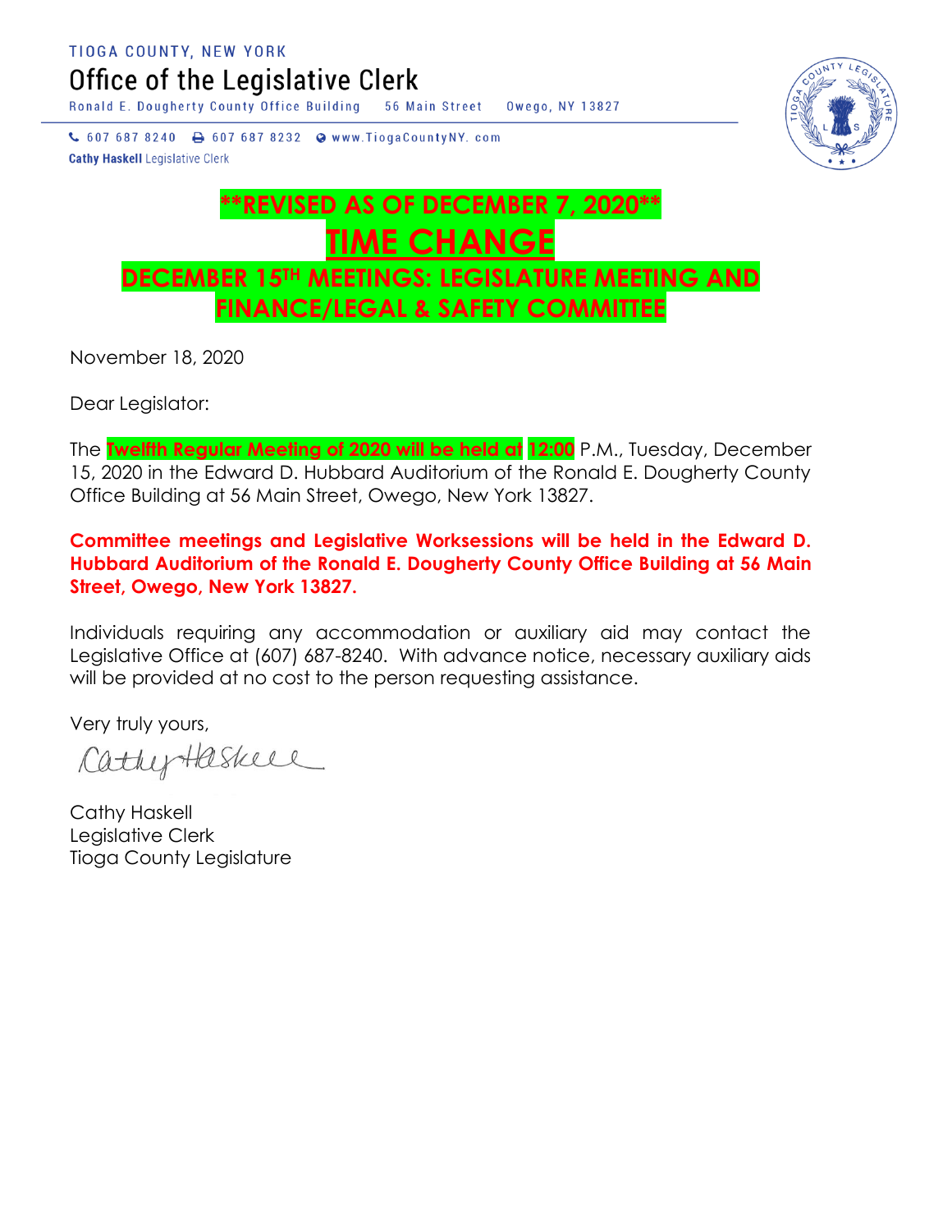TIOGA COUNTY, NEW YORK

# Office of the Legislative Clerk

Ronald E. Dougherty County Office Building 56 Main Street Owego, NY 13827

607 687 8240 607 687 8232 www.TiogaCountyNY. com

**Cathy Haskell** Legislative Clerk

## **REVISED AS OF DECEMBER 7, 2020**

## TIME CHANGE

## DECEMBER 15TH MEETINGS: LEGISLATURE MEETING AND FINANCE/LEGAL & SAFETY COMMITTEE

November 18, 2020

Dear Legislator:

The **Twelfth Regular Meeting of 2020 will be held at** **12:00** P.M., Tuesday, December 15, 2020 in the Edward D. Hubbard Auditorium of the Ronald E. Dougherty County Office Building at 56 Main Street, Owego, New York 13827.

**Committee meetings and Legislative Worksessions will be held in the Edward D. Hubbard Auditorium of the Ronald E. Dougherty County Office Building at 56 Main Street, Owego, New York 13827.**

Individuals requiring any accommodation or auxiliary aid may contact the Legislative Office at (607) 687-8240. With advance notice, necessary auxiliary aids will be provided at no cost to the person requesting assistance.

Very truly yours,

Cathy Haskell

Cathy Haskell
Legislative Clerk
Tioga County Legislature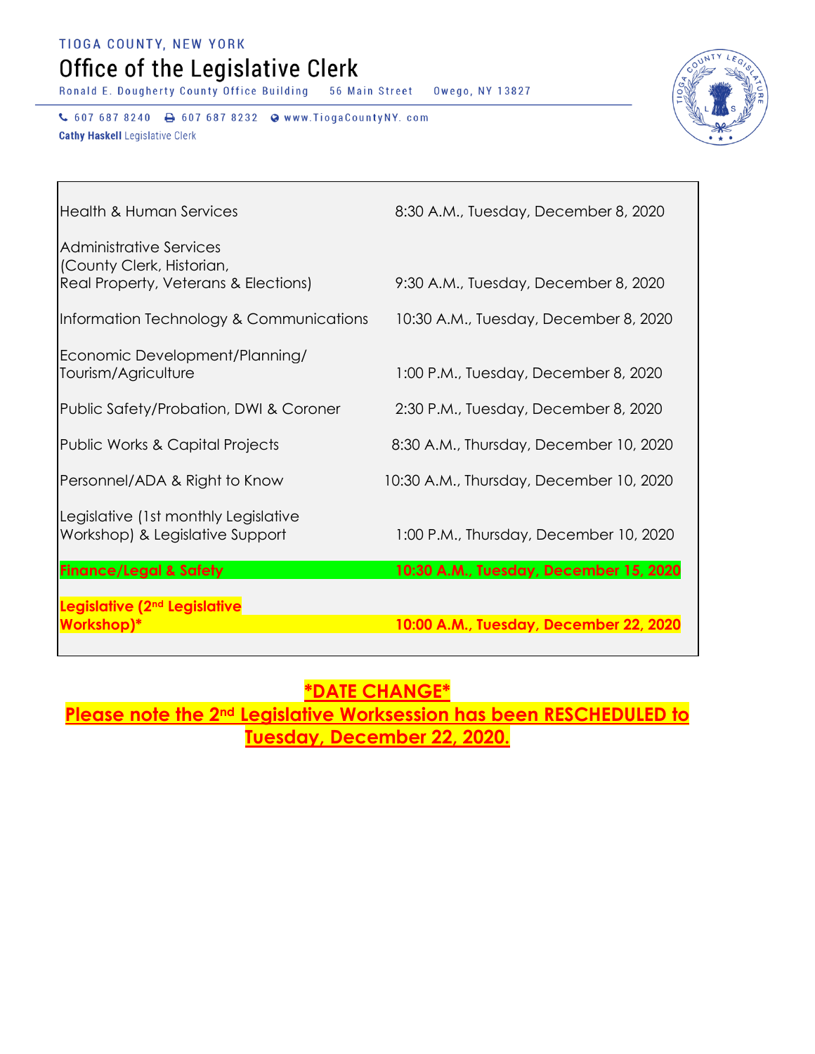TIOGA COUNTY, NEW YORK

# Office of the Legislative Clerk

Ronald E. Dougherty County Office Building 56 Main Street Owego, NY 13827

607 687 8240 607 687 8232 www.TiogaCountyNY. com

**Cathy Haskell** Legislative Clerk

| | |
|---|---|
| Health & Human Services | 8:30 A.M., Tuesday, December 8, 2020 |
| Administrative Services (County Clerk, Historian, Real Property, Veterans & Elections) | 9:30 A.M., Tuesday, December 8, 2020 |
| Information Technology & Communications | 10:30 A.M., Tuesday, December 8, 2020 |
| Economic Development/Planning/ Tourism/Agriculture | 1:00 P.M., Tuesday, December 8, 2020 |
| Public Safety/Probation, DWI & Coroner | 2:30 P.M., Tuesday, December 8, 2020 |
| Public Works & Capital Projects | 8:30 A.M., Thursday, December 10, 2020 |
| Personnel/ADA & Right to Know | 10:30 A.M., Thursday, December 10, 2020 |
| Legislative (1st monthly Legislative Workshop) & Legislative Support | 1:00 P.M., Thursday, December 10, 2020 |
| **Finance/Legal & Safety** | **10:30 A.M., Tuesday, December 15, 2020** |
| **Legislative (2nd Legislative Workshop)*** | **10:00 A.M., Tuesday, December 22, 2020** |

**\*DATE CHANGE\***

**Please note the 2nd Legislative Worksession has been RESCHEDULED to Tuesday, December 22, 2020.**